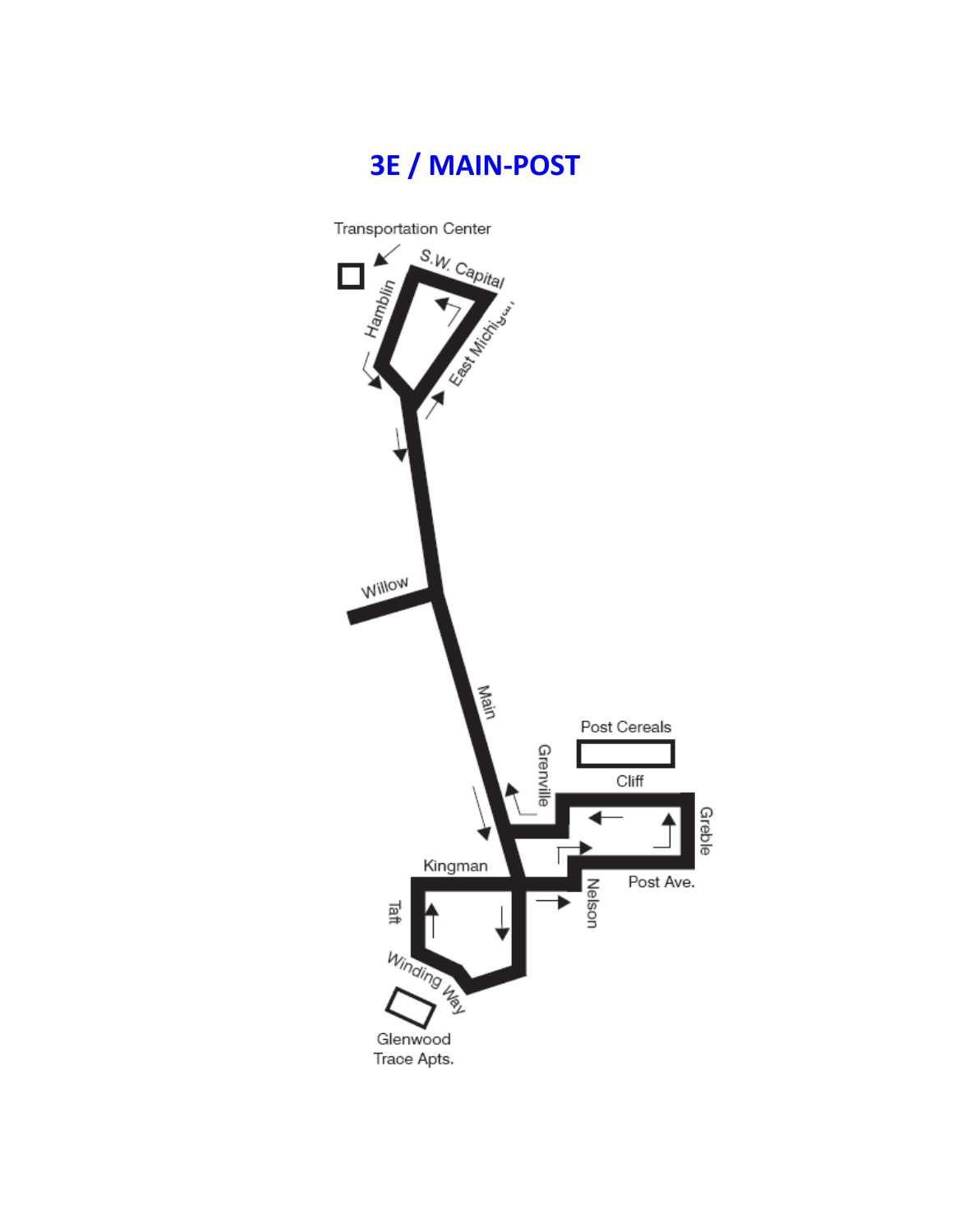# 3E / MAIN-POST

Transportation Center

S.W. Capital

Hamblin

East Michigan

Willow

Main

Post Cereals

Grenville

Cliff

Greble

Kingman

Post Ave.

Nelson

Taft

Winding Way

Glenwood Trace Apts.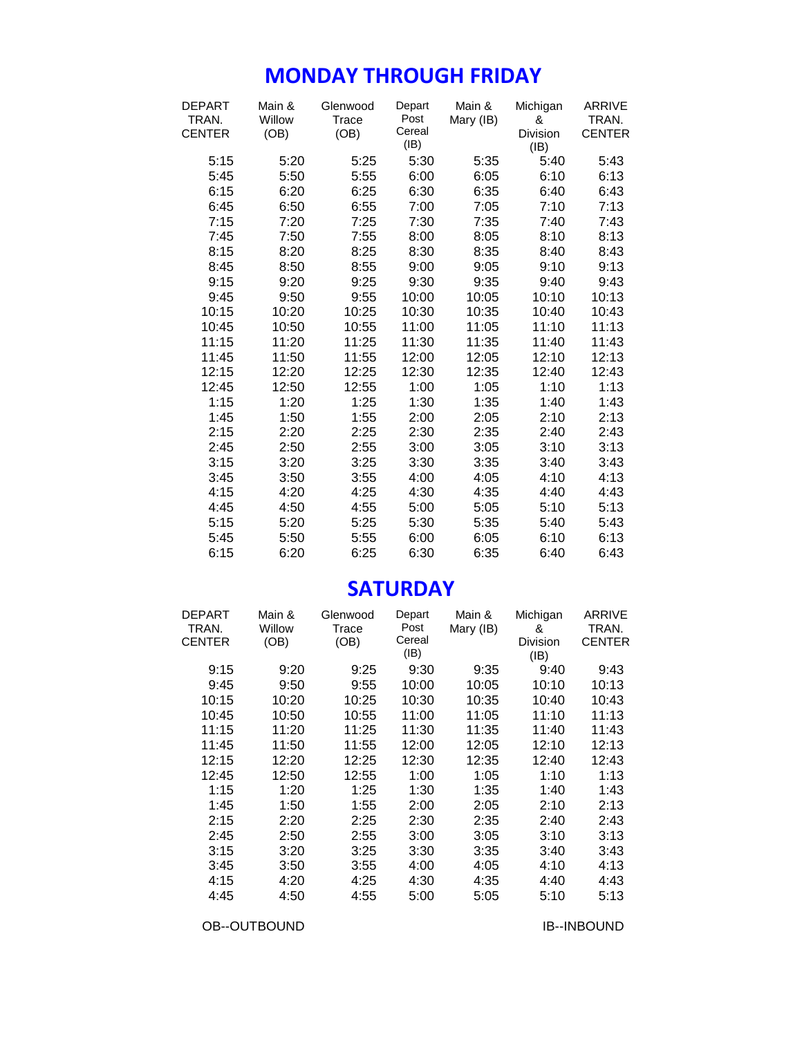## MONDAY THROUGH FRIDAY

| DEPART TRAN. CENTER | Main & Willow (OB) | Glenwood Trace (OB) | Depart Post Cereal (IB) | Main & Mary (IB) | Michigan & Division (IB) | ARRIVE TRAN. CENTER |
|---|---|---|---|---|---|---|
| 5:15 | 5:20 | 5:25 | 5:30 | 5:35 | 5:40 | 5:43 |
| 5:45 | 5:50 | 5:55 | 6:00 | 6:05 | 6:10 | 6:13 |
| 6:15 | 6:20 | 6:25 | 6:30 | 6:35 | 6:40 | 6:43 |
| 6:45 | 6:50 | 6:55 | 7:00 | 7:05 | 7:10 | 7:13 |
| 7:15 | 7:20 | 7:25 | 7:30 | 7:35 | 7:40 | 7:43 |
| 7:45 | 7:50 | 7:55 | 8:00 | 8:05 | 8:10 | 8:13 |
| 8:15 | 8:20 | 8:25 | 8:30 | 8:35 | 8:40 | 8:43 |
| 8:45 | 8:50 | 8:55 | 9:00 | 9:05 | 9:10 | 9:13 |
| 9:15 | 9:20 | 9:25 | 9:30 | 9:35 | 9:40 | 9:43 |
| 9:45 | 9:50 | 9:55 | 10:00 | 10:05 | 10:10 | 10:13 |
| 10:15 | 10:20 | 10:25 | 10:30 | 10:35 | 10:40 | 10:43 |
| 10:45 | 10:50 | 10:55 | 11:00 | 11:05 | 11:10 | 11:13 |
| 11:15 | 11:20 | 11:25 | 11:30 | 11:35 | 11:40 | 11:43 |
| 11:45 | 11:50 | 11:55 | 12:00 | 12:05 | 12:10 | 12:13 |
| 12:15 | 12:20 | 12:25 | 12:30 | 12:35 | 12:40 | 12:43 |
| 12:45 | 12:50 | 12:55 | 1:00 | 1:05 | 1:10 | 1:13 |
| 1:15 | 1:20 | 1:25 | 1:30 | 1:35 | 1:40 | 1:43 |
| 1:45 | 1:50 | 1:55 | 2:00 | 2:05 | 2:10 | 2:13 |
| 2:15 | 2:20 | 2:25 | 2:30 | 2:35 | 2:40 | 2:43 |
| 2:45 | 2:50 | 2:55 | 3:00 | 3:05 | 3:10 | 3:13 |
| 3:15 | 3:20 | 3:25 | 3:30 | 3:35 | 3:40 | 3:43 |
| 3:45 | 3:50 | 3:55 | 4:00 | 4:05 | 4:10 | 4:13 |
| 4:15 | 4:20 | 4:25 | 4:30 | 4:35 | 4:40 | 4:43 |
| 4:45 | 4:50 | 4:55 | 5:00 | 5:05 | 5:10 | 5:13 |
| 5:15 | 5:20 | 5:25 | 5:30 | 5:35 | 5:40 | 5:43 |
| 5:45 | 5:50 | 5:55 | 6:00 | 6:05 | 6:10 | 6:13 |
| 6:15 | 6:20 | 6:25 | 6:30 | 6:35 | 6:40 | 6:43 |

## SATURDAY

| DEPART TRAN. CENTER | Main & Willow (OB) | Glenwood Trace (OB) | Depart Post Cereal (IB) | Main & Mary (IB) | Michigan & Division (IB) | ARRIVE TRAN. CENTER |
|---|---|---|---|---|---|---|
| 9:15 | 9:20 | 9:25 | 9:30 | 9:35 | 9:40 | 9:43 |
| 9:45 | 9:50 | 9:55 | 10:00 | 10:05 | 10:10 | 10:13 |
| 10:15 | 10:20 | 10:25 | 10:30 | 10:35 | 10:40 | 10:43 |
| 10:45 | 10:50 | 10:55 | 11:00 | 11:05 | 11:10 | 11:13 |
| 11:15 | 11:20 | 11:25 | 11:30 | 11:35 | 11:40 | 11:43 |
| 11:45 | 11:50 | 11:55 | 12:00 | 12:05 | 12:10 | 12:13 |
| 12:15 | 12:20 | 12:25 | 12:30 | 12:35 | 12:40 | 12:43 |
| 12:45 | 12:50 | 12:55 | 1:00 | 1:05 | 1:10 | 1:13 |
| 1:15 | 1:20 | 1:25 | 1:30 | 1:35 | 1:40 | 1:43 |
| 1:45 | 1:50 | 1:55 | 2:00 | 2:05 | 2:10 | 2:13 |
| 2:15 | 2:20 | 2:25 | 2:30 | 2:35 | 2:40 | 2:43 |
| 2:45 | 2:50 | 2:55 | 3:00 | 3:05 | 3:10 | 3:13 |
| 3:15 | 3:20 | 3:25 | 3:30 | 3:35 | 3:40 | 3:43 |
| 3:45 | 3:50 | 3:55 | 4:00 | 4:05 | 4:10 | 4:13 |
| 4:15 | 4:20 | 4:25 | 4:30 | 4:35 | 4:40 | 4:43 |
| 4:45 | 4:50 | 4:55 | 5:00 | 5:05 | 5:10 | 5:13 |

OB--OUTBOUND

IB--INBOUND